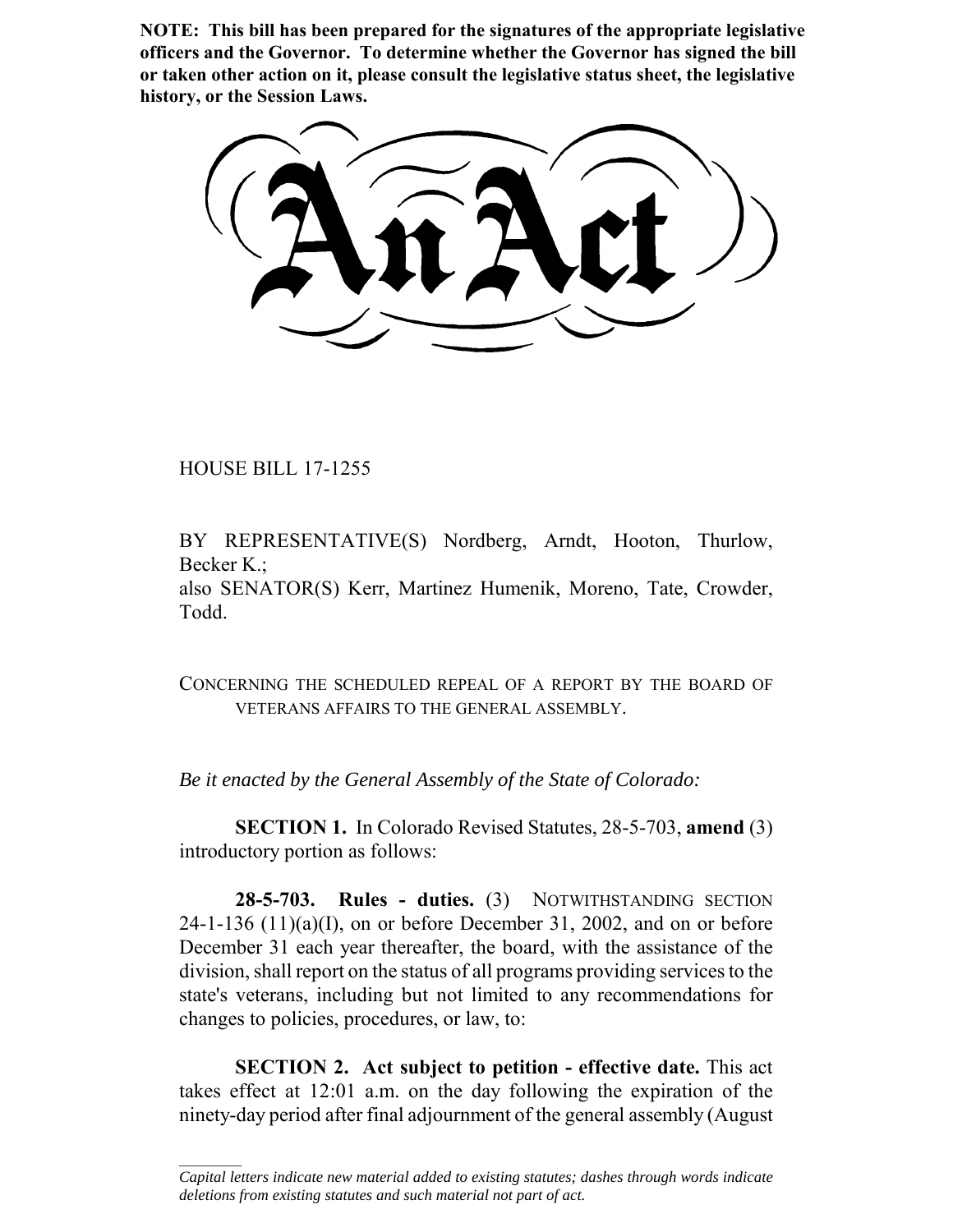**NOTE: This bill has been prepared for the signatures of the appropriate legislative officers and the Governor. To determine whether the Governor has signed the bill or taken other action on it, please consult the legislative status sheet, the legislative history, or the Session Laws.**

# An Act

HOUSE BILL 17-1255

BY REPRESENTATIVE(S) Nordberg, Arndt, Hooton, Thurlow, Becker K.;
also SENATOR(S) Kerr, Martinez Humenik, Moreno, Tate, Crowder, Todd.

CONCERNING THE SCHEDULED REPEAL OF A REPORT BY THE BOARD OF VETERANS AFFAIRS TO THE GENERAL ASSEMBLY.

*Be it enacted by the General Assembly of the State of Colorado:*

**SECTION 1.** In Colorado Revised Statutes, 28-5-703, **amend** (3) introductory portion as follows:

**28-5-703. Rules - duties.** (3) NOTWITHSTANDING SECTION 24-1-136 (11)(a)(I), on or before December 31, 2002, and on or before December 31 each year thereafter, the board, with the assistance of the division, shall report on the status of all programs providing services to the state's veterans, including but not limited to any recommendations for changes to policies, procedures, or law, to:

**SECTION 2. Act subject to petition - effective date.** This act takes effect at 12:01 a.m. on the day following the expiration of the ninety-day period after final adjournment of the general assembly (August

*Capital letters indicate new material added to existing statutes; dashes through words indicate deletions from existing statutes and such material not part of act.*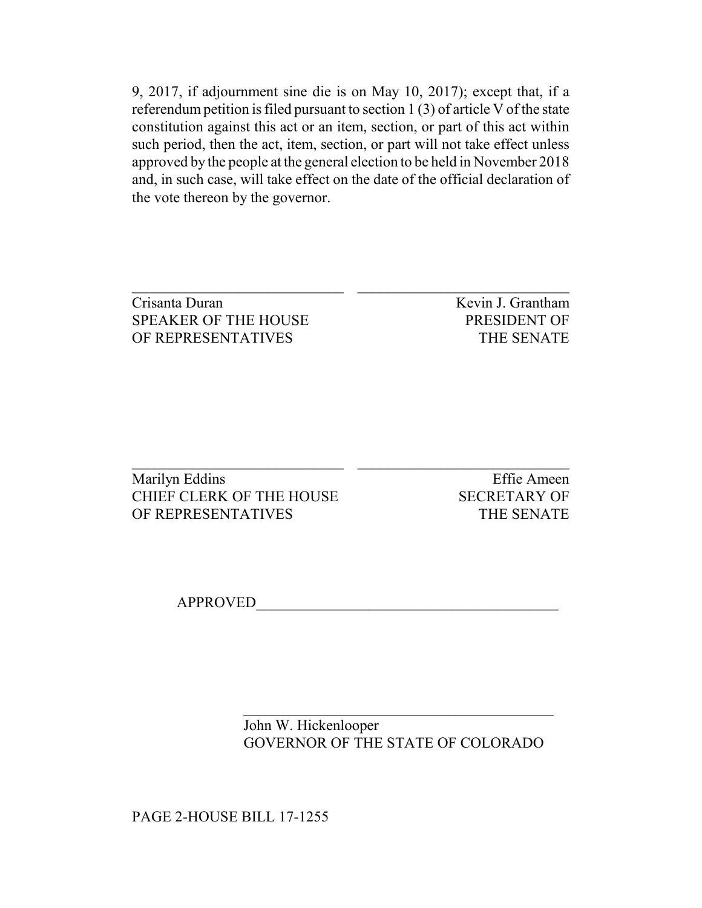9, 2017, if adjournment sine die is on May 10, 2017); except that, if a referendum petition is filed pursuant to section 1 (3) of article V of the state constitution against this act or an item, section, or part of this act within such period, then the act, item, section, or part will not take effect unless approved by the people at the general election to be held in November 2018 and, in such case, will take effect on the date of the official declaration of the vote thereon by the governor.

| | |
|---|---|
| ____________________________ | ____________________________ |
| Crisanta Duran<br>SPEAKER OF THE HOUSE<br>OF REPRESENTATIVES | Kevin J. Grantham<br>PRESIDENT OF<br>THE SENATE |
| ____________________________ | ____________________________ |
| Marilyn Eddins<br>CHIEF CLERK OF THE HOUSE<br>OF REPRESENTATIVES | Effie Ameen<br>SECRETARY OF<br>THE SENATE |

APPROVED________________________________________

_________________________________________

John W. Hickenlooper
GOVERNOR OF THE STATE OF COLORADO

PAGE 2-HOUSE BILL 17-1255